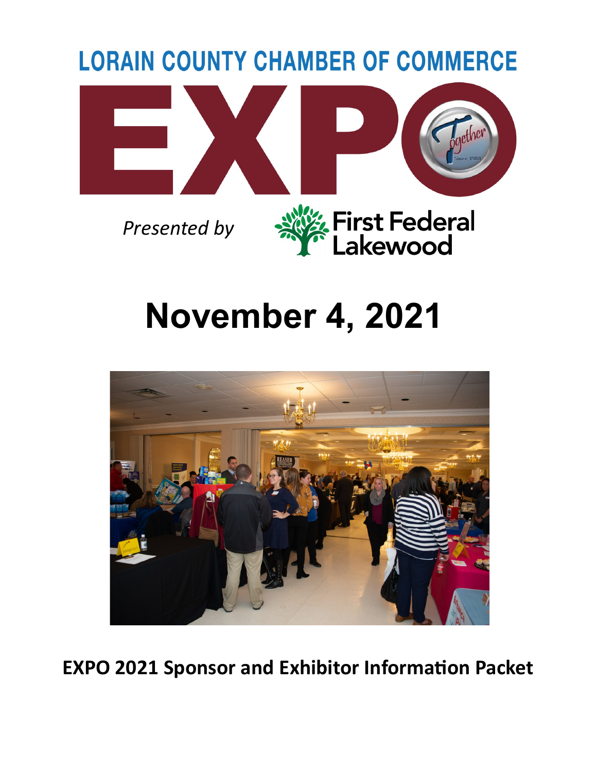# LORAIN COUNTY CHAMBER OF COMMERCE

# EXPO

Together Since 1988

*Presented by* First Federal Lakewood

# November 4, 2021

**EXPO 2021 Sponsor and Exhibitor Information Packet**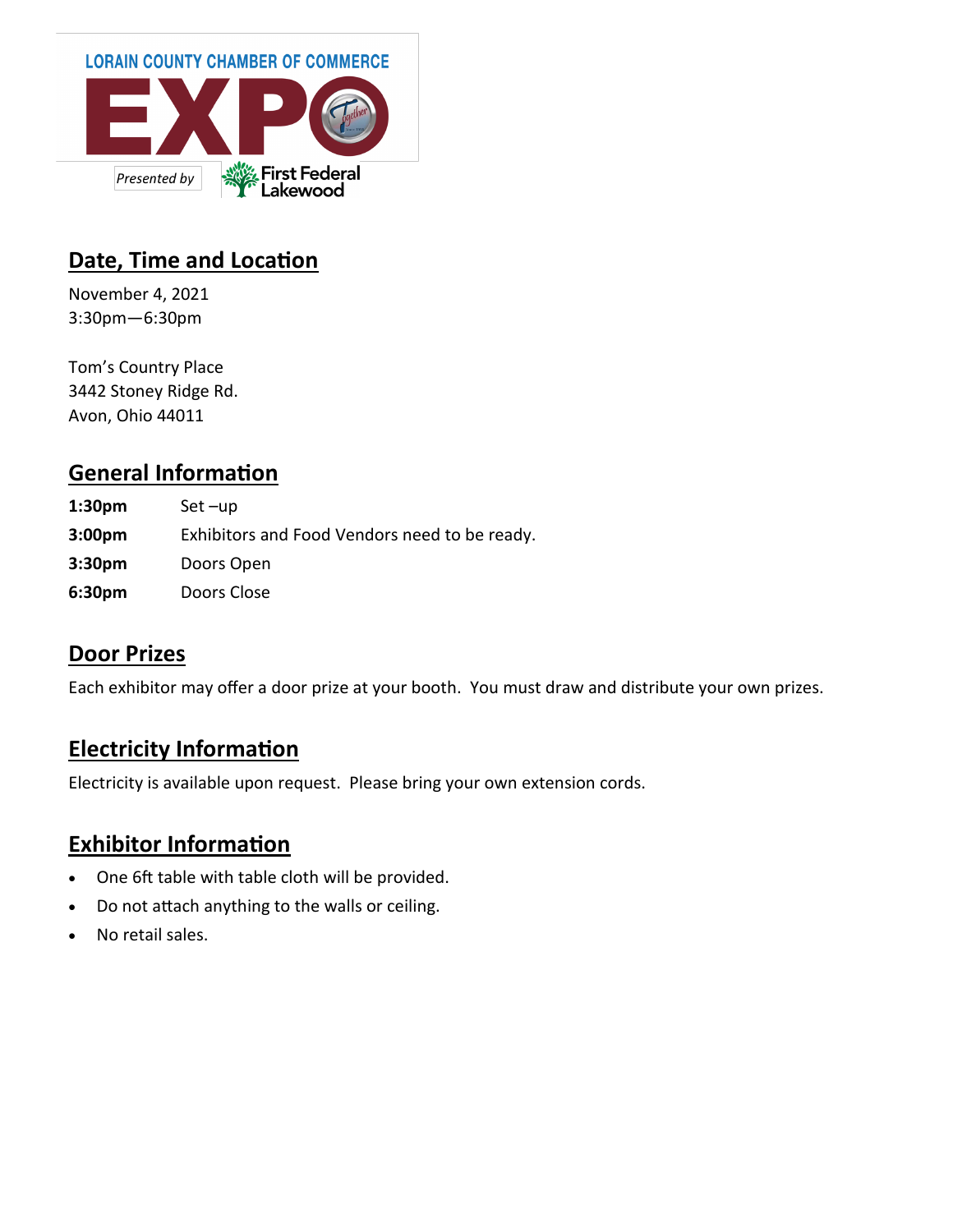LORAIN COUNTY CHAMBER OF COMMERCE

# EXPO

*Presented by* First Federal Lakewood

## Date, Time and Location

November 4, 2021
3:30pm—6:30pm

Tom's Country Place
3442 Stoney Ridge Rd.
Avon, Ohio 44011

## General Information

| | |
|---|---|
| **1:30pm** | Set –up |
| **3:00pm** | Exhibitors and Food Vendors need to be ready. |
| **3:30pm** | Doors Open |
| **6:30pm** | Doors Close |

## Door Prizes

Each exhibitor may offer a door prize at your booth. You must draw and distribute your own prizes.

## Electricity Information

Electricity is available upon request. Please bring your own extension cords.

## Exhibitor Information

- One 6ft table with table cloth will be provided.
- Do not attach anything to the walls or ceiling.
- No retail sales.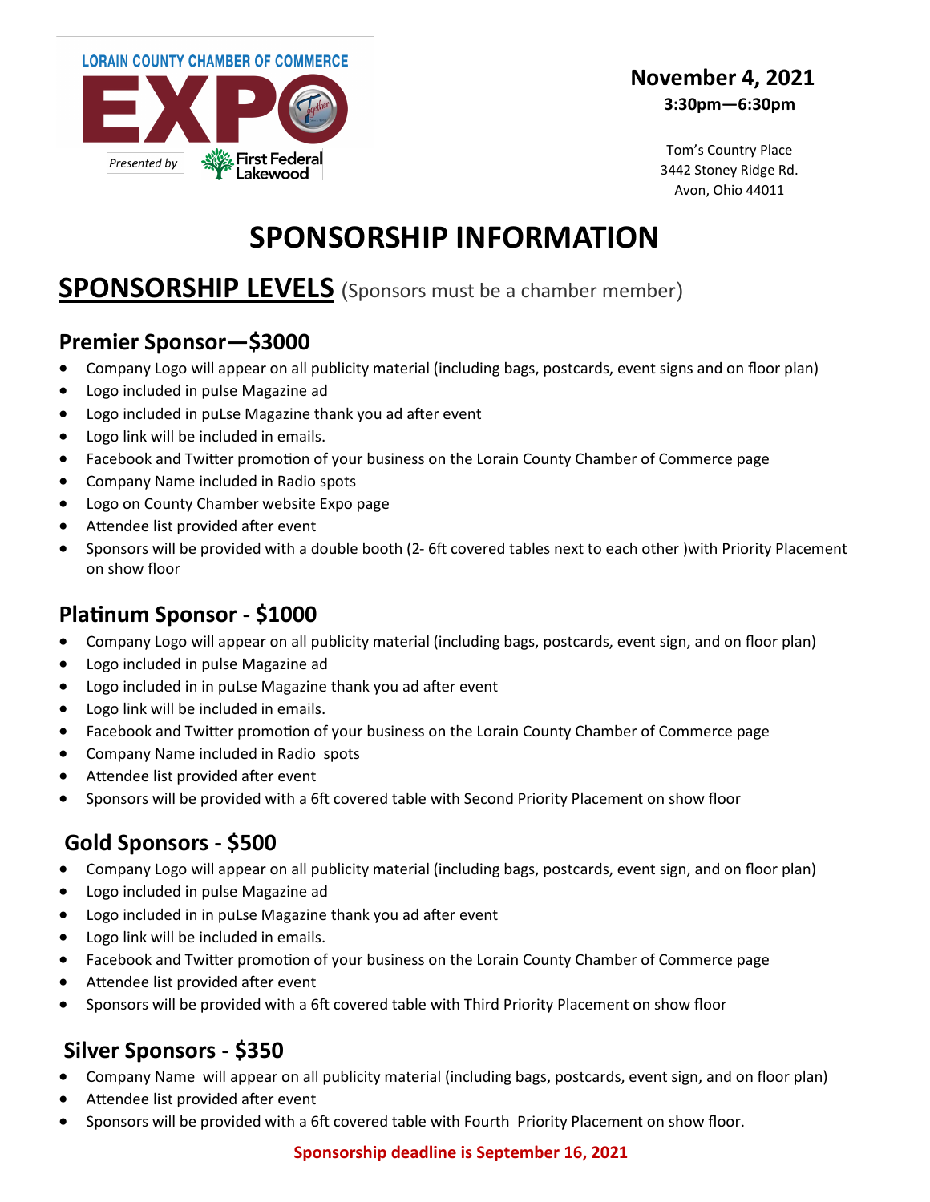LORAIN COUNTY CHAMBER OF COMMERCE

EXPO

*Presented by* First Federal Lakewood

**November 4, 2021**
**3:30pm—6:30pm**

Tom's Country Place
3442 Stoney Ridge Rd.
Avon, Ohio 44011

# SPONSORSHIP INFORMATION

## SPONSORSHIP LEVELS (Sponsors must be a chamber member)

### Premier Sponsor—$3000

- Company Logo will appear on all publicity material (including bags, postcards, event signs and on floor plan)
- Logo included in pulse Magazine ad
- Logo included in puLse Magazine thank you ad after event
- Logo link will be included in emails.
- Facebook and Twitter promotion of your business on the Lorain County Chamber of Commerce page
- Company Name included in Radio spots
- Logo on County Chamber website Expo page
- Attendee list provided after event
- Sponsors will be provided with a double booth (2- 6ft covered tables next to each other )with Priority Placement on show floor

### Platinum Sponsor - $1000

- Company Logo will appear on all publicity material (including bags, postcards, event sign, and on floor plan)
- Logo included in pulse Magazine ad
- Logo included in in puLse Magazine thank you ad after event
- Logo link will be included in emails.
- Facebook and Twitter promotion of your business on the Lorain County Chamber of Commerce page
- Company Name included in Radio spots
- Attendee list provided after event
- Sponsors will be provided with a 6ft covered table with Second Priority Placement on show floor

### Gold Sponsors - $500

- Company Logo will appear on all publicity material (including bags, postcards, event sign, and on floor plan)
- Logo included in pulse Magazine ad
- Logo included in in puLse Magazine thank you ad after event
- Logo link will be included in emails.
- Facebook and Twitter promotion of your business on the Lorain County Chamber of Commerce page
- Attendee list provided after event
- Sponsors will be provided with a 6ft covered table with Third Priority Placement on show floor

### Silver Sponsors - $350

- Company Name will appear on all publicity material (including bags, postcards, event sign, and on floor plan)
- Attendee list provided after event
- Sponsors will be provided with a 6ft covered table with Fourth Priority Placement on show floor.

**Sponsorship deadline is September 16, 2021**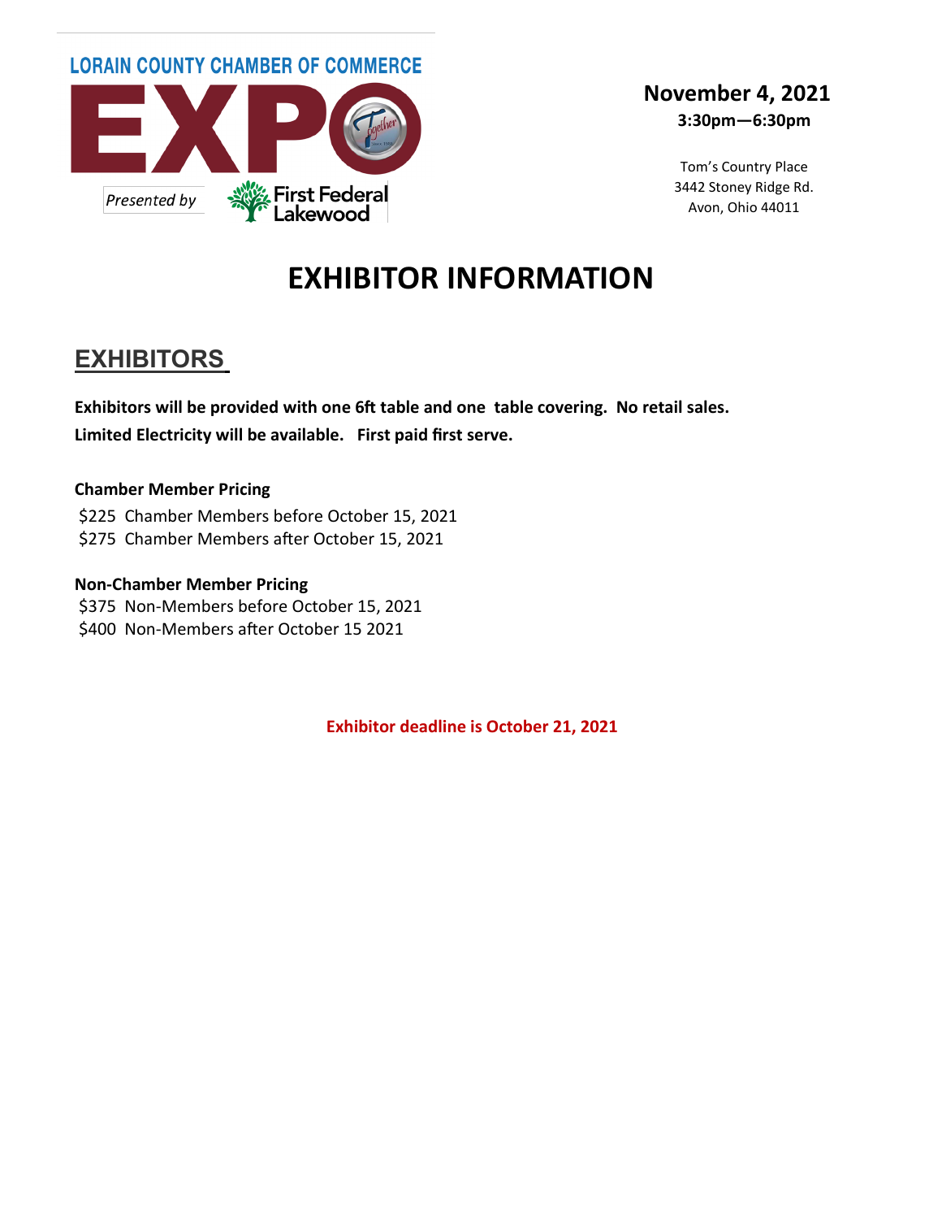LORAIN COUNTY CHAMBER OF COMMERCE

EXPO

*Presented by* First Federal Lakewood

**November 4, 2021**
**3:30pm—6:30pm**

Tom's Country Place
3442 Stoney Ridge Rd.
Avon, Ohio 44011

# EXHIBITOR INFORMATION

## EXHIBITORS

**Exhibitors will be provided with one 6ft table and one table covering. No retail sales. Limited Electricity will be available. First paid first serve.**

**Chamber Member Pricing**

$225 Chamber Members before October 15, 2021
$275 Chamber Members after October 15, 2021

**Non-Chamber Member Pricing**

$375 Non-Members before October 15, 2021
$400 Non-Members after October 15 2021

**Exhibitor deadline is October 21, 2021**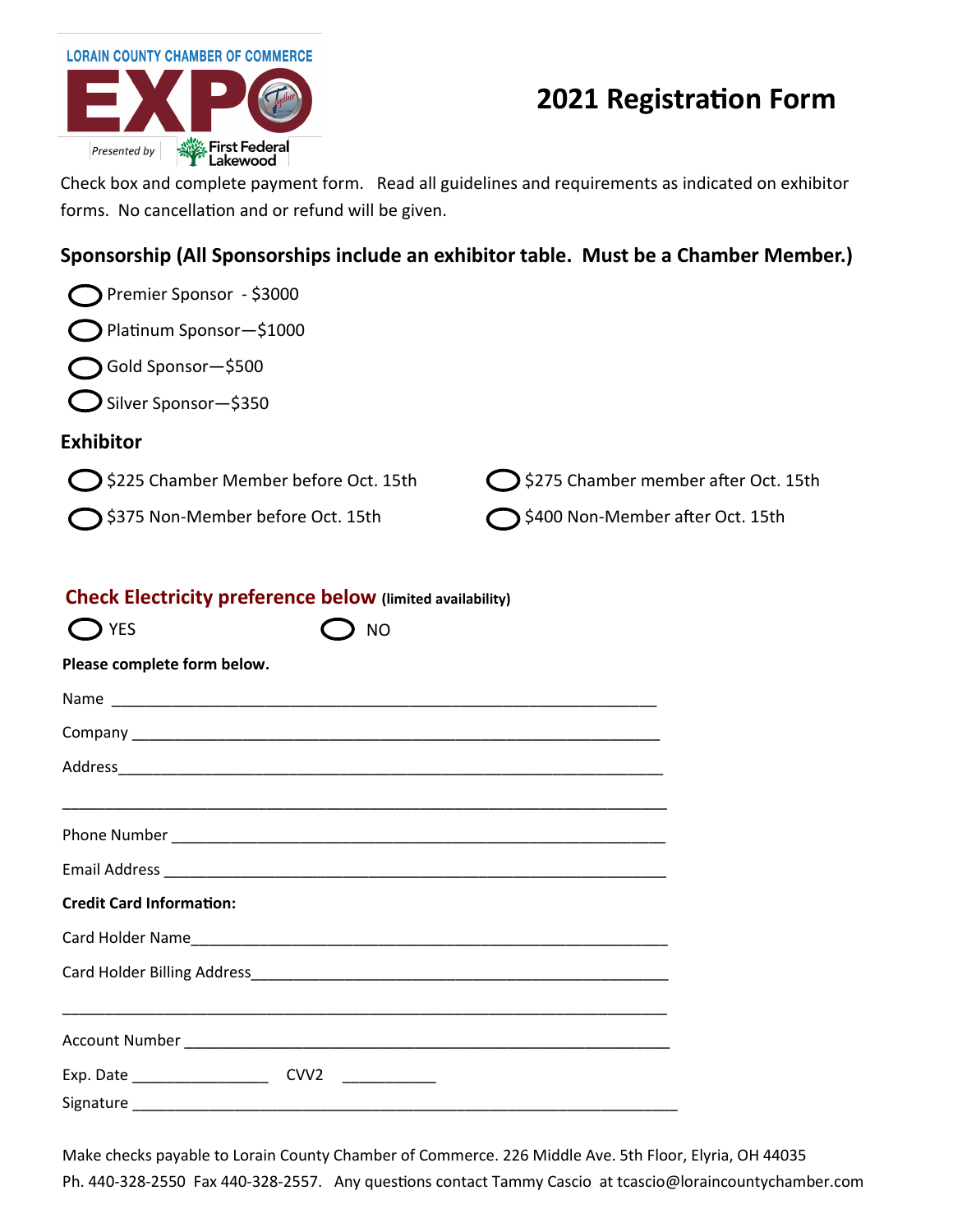LORAIN COUNTY CHAMBER OF COMMERCE EXPO

Presented by First Federal Lakewood

# 2021 Registration Form

Check box and complete payment form. Read all guidelines and requirements as indicated on exhibitor forms. No cancellation and or refund will be given.

## Sponsorship (All Sponsorships include an exhibitor table. Must be a Chamber Member.)

- ◯ Premier Sponsor - $3000
- ◯ Platinum Sponsor—$1000
- ◯ Gold Sponsor—$500
- ◯ Silver Sponsor—$350

## Exhibitor

- ◯ $225 Chamber Member before Oct. 15th
- ◯ $275 Chamber member after Oct. 15th
- ◯ $375 Non-Member before Oct. 15th
- ◯ $400 Non-Member after Oct. 15th

## Check Electricity preference below (limited availability)

◯ YES ◯ NO

**Please complete form below.**

Name ____________________________________________________________

Company __________________________________________________________

Address___________________________________________________________

__________________________________________________________________

Phone Number ______________________________________________________

Email Address ______________________________________________________

**Credit Card Information:**

Card Holder Name___________________________________________________

Card Holder Billing Address___________________________________________

__________________________________________________________________

Account Number ____________________________________________________

Exp. Date _______________ CVV2 ___________

Signature _________________________________________________________

Make checks payable to Lorain County Chamber of Commerce. 226 Middle Ave. 5th Floor, Elyria, OH 44035
Ph. 440-328-2550 Fax 440-328-2557. Any questions contact Tammy Cascio at tcascio@loraincountychamber.com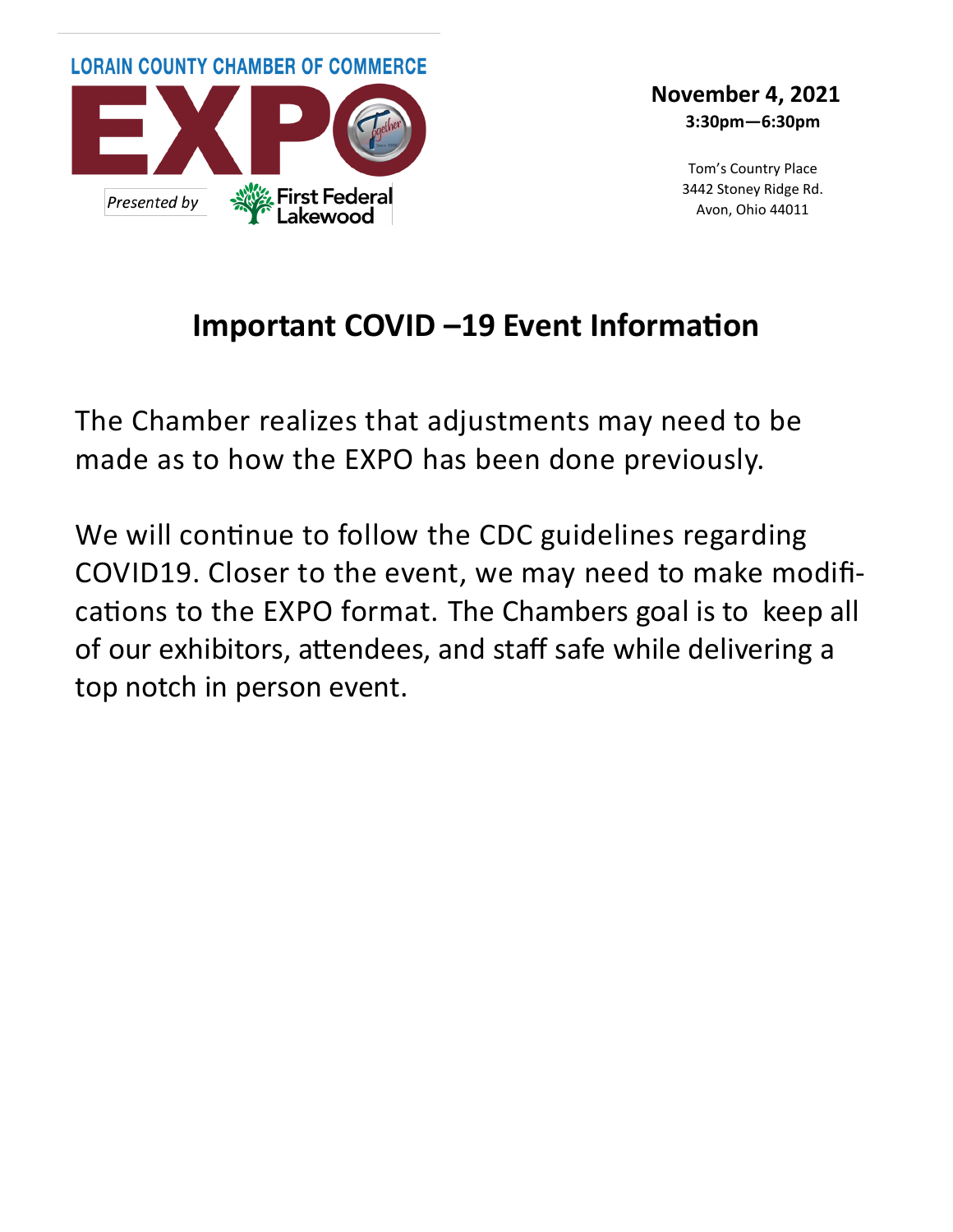LORAIN COUNTY CHAMBER OF COMMERCE

EXPO

*Presented by* First Federal Lakewood

**November 4, 2021**

**3:30pm—6:30pm**

Tom's Country Place
3442 Stoney Ridge Rd.
Avon, Ohio 44011

# Important COVID –19 Event Information

The Chamber realizes that adjustments may need to be made as to how the EXPO has been done previously.

We will continue to follow the CDC guidelines regarding COVID19. Closer to the event, we may need to make modifications to the EXPO format. The Chambers goal is to keep all of our exhibitors, attendees, and staff safe while delivering a top notch in person event.